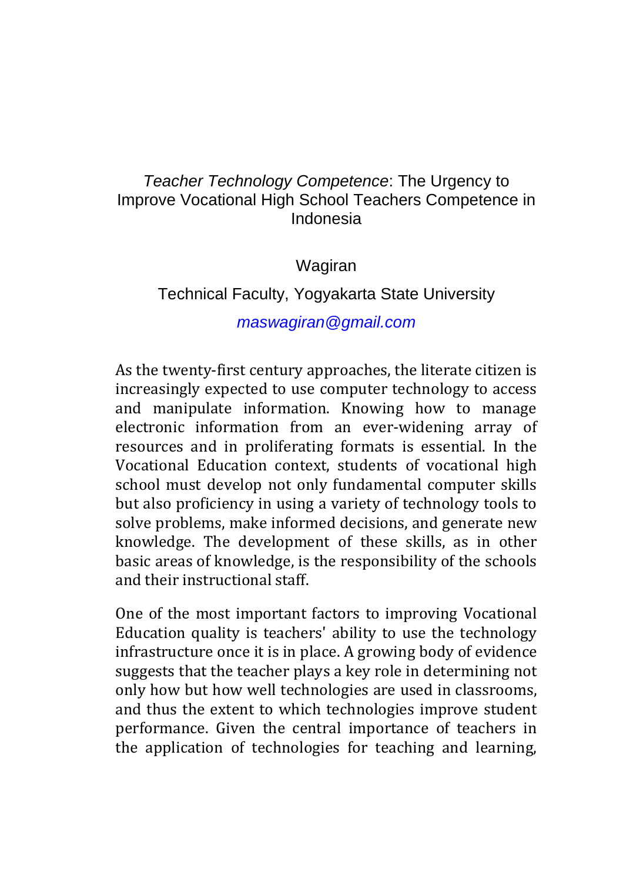# *Teacher Technology Competence*: The Urgency to Improve Vocational High School Teachers Competence in Indonesia

Wagiran

Technical Faculty, Yogyakarta State University

*maswagiran@gmail.com*

As the twenty-first century approaches, the literate citizen is increasingly expected to use computer technology to access and manipulate information. Knowing how to manage electronic information from an ever-widening array of resources and in proliferating formats is essential. In the Vocational Education context, students of vocational high school must develop not only fundamental computer skills but also proficiency in using a variety of technology tools to solve problems, make informed decisions, and generate new knowledge. The development of these skills, as in other basic areas of knowledge, is the responsibility of the schools and their instructional staff.

One of the most important factors to improving Vocational Education quality is teachers' ability to use the technology infrastructure once it is in place. A growing body of evidence suggests that the teacher plays a key role in determining not only how but how well technologies are used in classrooms, and thus the extent to which technologies improve student performance. Given the central importance of teachers in the application of technologies for teaching and learning,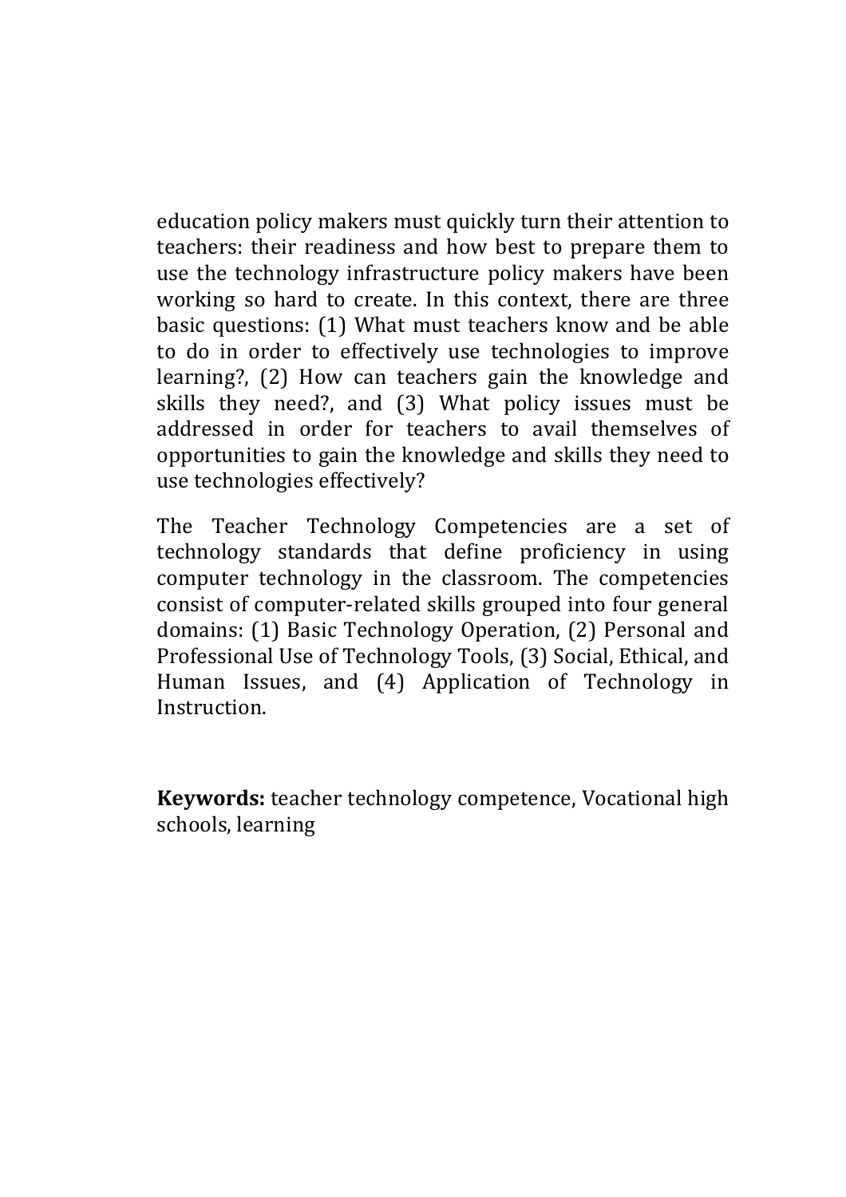education policy makers must quickly turn their attention to teachers: their readiness and how best to prepare them to use the technology infrastructure policy makers have been working so hard to create. In this context, there are three basic questions: (1) What must teachers know and be able to do in order to effectively use technologies to improve learning?, (2) How can teachers gain the knowledge and skills they need?, and (3) What policy issues must be addressed in order for teachers to avail themselves of opportunities to gain the knowledge and skills they need to use technologies effectively?

The Teacher Technology Competencies are a set of technology standards that define proficiency in using computer technology in the classroom. The competencies consist of computer-related skills grouped into four general domains: (1) Basic Technology Operation, (2) Personal and Professional Use of Technology Tools, (3) Social, Ethical, and Human Issues, and (4) Application of Technology in Instruction.

**Keywords:** teacher technology competence, Vocational high schools, learning